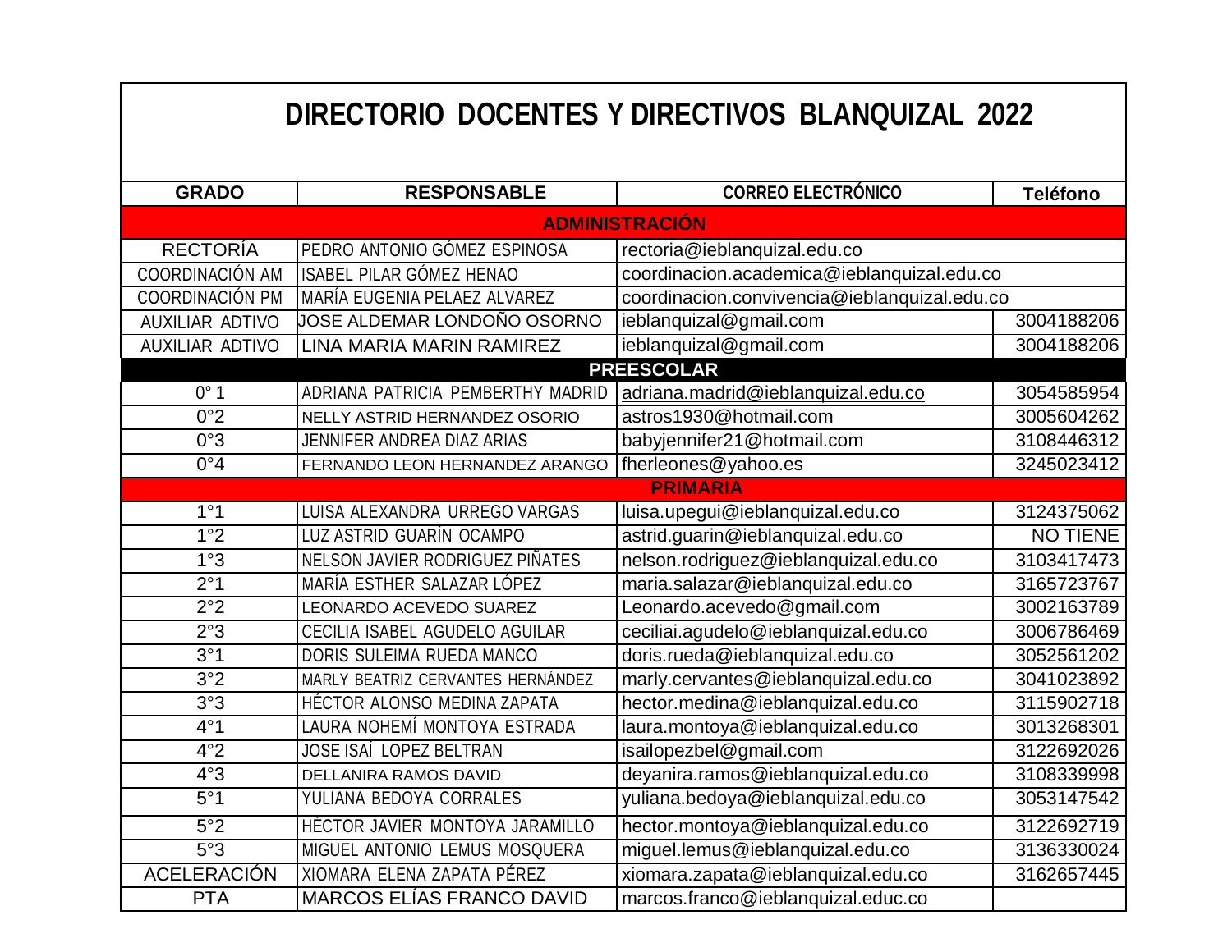# DIRECTORIO DOCENTES Y DIRECTIVOS BLANQUIZAL 2022

| GRADO | RESPONSABLE | CORREO ELECTRÓNICO | Teléfono |
|---|---|---|---|
| **ADMINISTRACIÓN** | | | |
| RECTORÍA | PEDRO ANTONIO GÓMEZ ESPINOSA | rectoria@ieblanquizal.edu.co | |
| COORDINACIÓN AM | ISABEL PILAR GÓMEZ HENAO | coordinacion.academica@ieblanquizal.edu.co | |
| COORDINACIÓN PM | MARÍA EUGENIA PELAEZ ALVAREZ | coordinacion.convivencia@ieblanquizal.edu.co | |
| AUXILIAR ADTIVO | JOSE ALDEMAR LONDOÑO OSORNO | ieblanquizal@gmail.com | 3004188206 |
| AUXILIAR ADTIVO | LINA MARIA MARIN RAMIREZ | ieblanquizal@gmail.com | 3004188206 |
| **PREESCOLAR** | | | |
| 0° 1 | ADRIANA PATRICIA PEMBERTHY MADRID | adriana.madrid@ieblanquizal.edu.co | 3054585954 |
| 0°2 | NELLY ASTRID HERNANDEZ OSORIO | astros1930@hotmail.com | 3005604262 |
| 0°3 | JENNIFER ANDREA DIAZ ARIAS | babyjennifer21@hotmail.com | 3108446312 |
| 0°4 | FERNANDO LEON HERNANDEZ ARANGO | fherleones@yahoo.es | 3245023412 |
| **PRIMARIA** | | | |
| 1°1 | LUISA ALEXANDRA URREGO VARGAS | luisa.upegui@ieblanquizal.edu.co | 3124375062 |
| 1°2 | LUZ ASTRID GUARÍN OCAMPO | astrid.guarin@ieblanquizal.edu.co | NO TIENE |
| 1°3 | NELSON JAVIER RODRIGUEZ PIÑATES | nelson.rodriguez@ieblanquizal.edu.co | 3103417473 |
| 2°1 | MARÍA ESTHER SALAZAR LÓPEZ | maria.salazar@ieblanquizal.edu.co | 3165723767 |
| 2°2 | LEONARDO ACEVEDO SUAREZ | Leonardo.acevedo@gmail.com | 3002163789 |
| 2°3 | CECILIA ISABEL AGUDELO AGUILAR | ceciliai.agudelo@ieblanquizal.edu.co | 3006786469 |
| 3°1 | DORIS SULEIMA RUEDA MANCO | doris.rueda@ieblanquizal.edu.co | 3052561202 |
| 3°2 | MARLY BEATRIZ CERVANTES HERNÁNDEZ | marly.cervantes@ieblanquizal.edu.co | 3041023892 |
| 3°3 | HÉCTOR ALONSO MEDINA ZAPATA | hector.medina@ieblanquizal.edu.co | 3115902718 |
| 4°1 | LAURA NOHEMÍ MONTOYA ESTRADA | laura.montoya@ieblanquizal.edu.co | 3013268301 |
| 4°2 | JOSE ISAÍ LOPEZ BELTRAN | isailopezbel@gmail.com | 3122692026 |
| 4°3 | DELLANIRA RAMOS DAVID | deyanira.ramos@ieblanquizal.edu.co | 3108339998 |
| 5°1 | YULIANA BEDOYA CORRALES | yuliana.bedoya@ieblanquizal.edu.co | 3053147542 |
| 5°2 | HÉCTOR JAVIER MONTOYA JARAMILLO | hector.montoya@ieblanquizal.edu.co | 3122692719 |
| 5°3 | MIGUEL ANTONIO LEMUS MOSQUERA | miguel.lemus@ieblanquizal.edu.co | 3136330024 |
| ACELERACIÓN | XIOMARA ELENA ZAPATA PÉREZ | xiomara.zapata@ieblanquizal.edu.co | 3162657445 |
| PTA | MARCOS ELÍAS FRANCO DAVID | marcos.franco@ieblanquizal.educ.co | |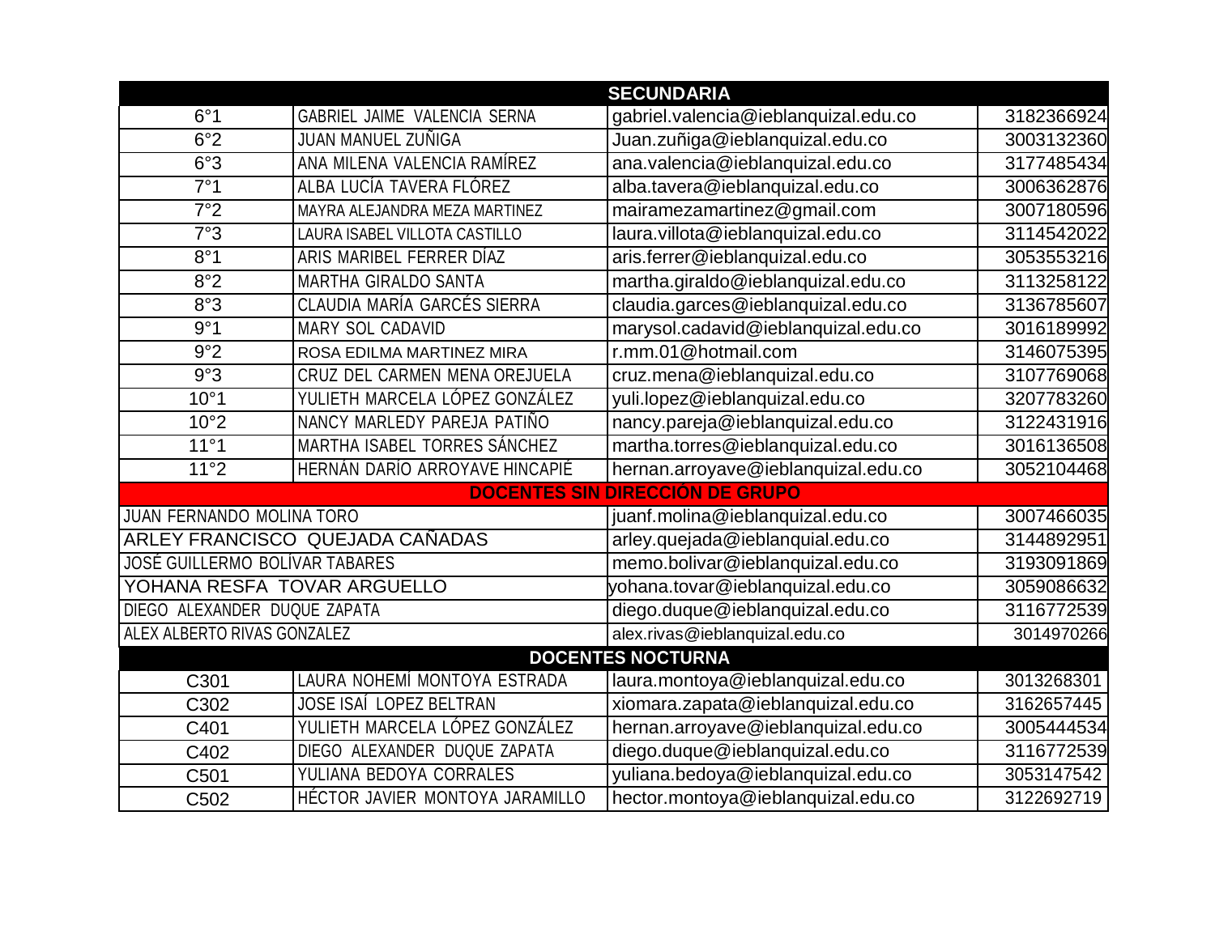| | | | |
|---|---|---|---|
| **SECUNDARIA** | | | |
| 6°1 | GABRIEL JAIME VALENCIA SERNA | gabriel.valencia@ieblanquizal.edu.co | 3182366924 |
| 6°2 | JUAN MANUEL ZUÑIGA | Juan.zuñiga@ieblanquizal.edu.co | 3003132360 |
| 6°3 | ANA MILENA VALENCIA RAMÍREZ | ana.valencia@ieblanquizal.edu.co | 3177485434 |
| 7°1 | ALBA LUCÍA TAVERA FLÓREZ | alba.tavera@ieblanquizal.edu.co | 3006362876 |
| 7°2 | MAYRA ALEJANDRA MEZA MARTINEZ | mairamezamartinez@gmail.com | 3007180596 |
| 7°3 | LAURA ISABEL VILLOTA CASTILLO | laura.villota@ieblanquizal.edu.co | 3114542022 |
| 8°1 | ARIS MARIBEL FERRER DÍAZ | aris.ferrer@ieblanquizal.edu.co | 3053553216 |
| 8°2 | MARTHA GIRALDO SANTA | martha.giraldo@ieblanquizal.edu.co | 3113258122 |
| 8°3 | CLAUDIA MARÍA GARCÉS SIERRA | claudia.garces@ieblanquizal.edu.co | 3136785607 |
| 9°1 | MARY SOL CADAVID | marysol.cadavid@ieblanquizal.edu.co | 3016189992 |
| 9°2 | ROSA EDILMA MARTINEZ MIRA | r.mm.01@hotmail.com | 3146075395 |
| 9°3 | CRUZ DEL CARMEN MENA OREJUELA | cruz.mena@ieblanquizal.edu.co | 3107769068 |
| 10°1 | YULIETH MARCELA LÓPEZ GONZÁLEZ | yuli.lopez@ieblanquizal.edu.co | 3207783260 |
| 10°2 | NANCY MARLEDY PAREJA PATIÑO | nancy.pareja@ieblanquizal.edu.co | 3122431916 |
| 11°1 | MARTHA ISABEL TORRES SÁNCHEZ | martha.torres@ieblanquizal.edu.co | 3016136508 |
| 11°2 | HERNÁN DARÍO ARROYAVE HINCAPIÉ | hernan.arroyave@ieblanquizal.edu.co | 3052104468 |
| **DOCENTES SIN DIRECCIÓN DE GRUPO** | | | |
| JUAN FERNANDO MOLINA TORO | | juanf.molina@ieblanquizal.edu.co | 3007466035 |
| ARLEY FRANCISCO QUEJADA CAÑADAS | | arley.quejada@ieblanquial.edu.co | 3144892951 |
| JOSÉ GUILLERMO BOLÍVAR TABARES | | memo.bolivar@ieblanquizal.edu.co | 3193091869 |
| YOHANA RESFA TOVAR ARGUELLO | | yohana.tovar@ieblanquizal.edu.co | 3059086632 |
| DIEGO ALEXANDER DUQUE ZAPATA | | diego.duque@ieblanquizal.edu.co | 3116772539 |
| ALEX ALBERTO RIVAS GONZALEZ | | alex.rivas@ieblanquizal.edu.co | 3014970266 |
| **DOCENTES NOCTURNA** | | | |
| C301 | LAURA NOHEMÍ MONTOYA ESTRADA | laura.montoya@ieblanquizal.edu.co | 3013268301 |
| C302 | JOSE ISAÍ LOPEZ BELTRAN | xiomara.zapata@ieblanquizal.edu.co | 3162657445 |
| C401 | YULIETH MARCELA LÓPEZ GONZÁLEZ | hernan.arroyave@ieblanquizal.edu.co | 3005444534 |
| C402 | DIEGO ALEXANDER DUQUE ZAPATA | diego.duque@ieblanquizal.edu.co | 3116772539 |
| C501 | YULIANA BEDOYA CORRALES | yuliana.bedoya@ieblanquizal.edu.co | 3053147542 |
| C502 | HÉCTOR JAVIER MONTOYA JARAMILLO | hector.montoya@ieblanquizal.edu.co | 3122692719 |